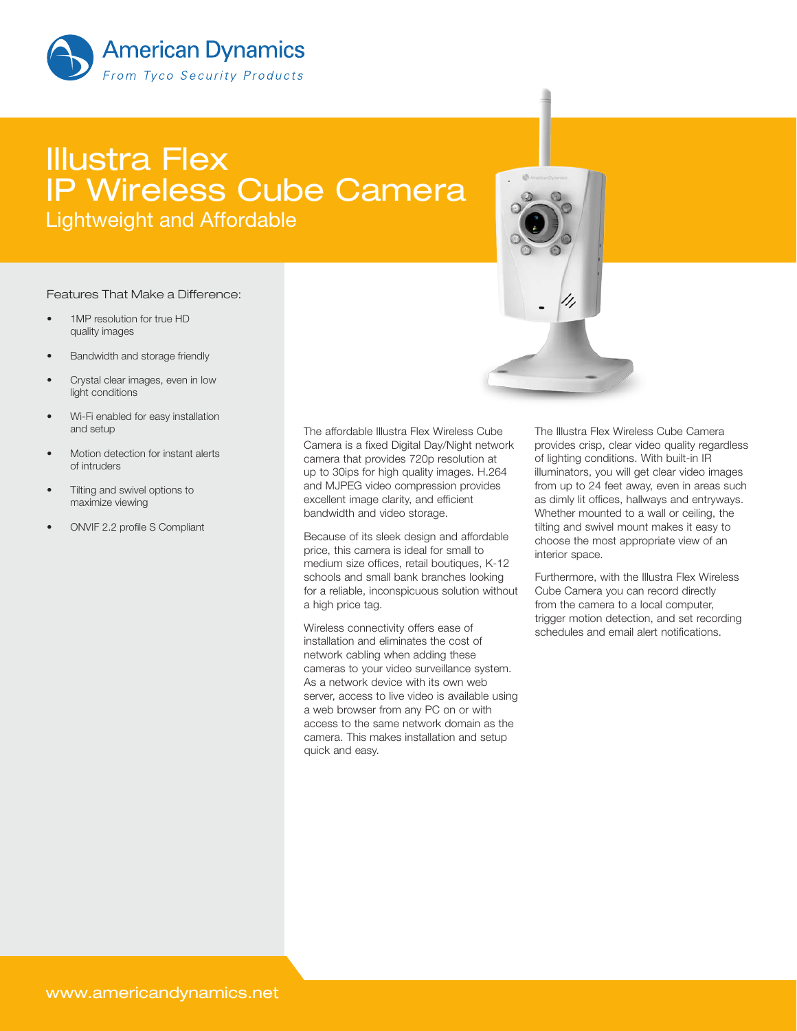American Dynamics
*From Tyco Security Products*

# Illustra Flex IP Wireless Cube Camera

## Lightweight and Affordable

### Features That Make a Difference:

- 1MP resolution for true HD quality images
- Bandwidth and storage friendly
- Crystal clear images, even in low light conditions
- Wi-Fi enabled for easy installation and setup
- Motion detection for instant alerts of intruders
- Tilting and swivel options to maximize viewing
- ONVIF 2.2 profile S Compliant

The affordable Illustra Flex Wireless Cube Camera is a fixed Digital Day/Night network camera that provides 720p resolution at up to 30ips for high quality images. H.264 and MJPEG video compression provides excellent image clarity, and efficient bandwidth and video storage.

Because of its sleek design and affordable price, this camera is ideal for small to medium size offices, retail boutiques, K-12 schools and small bank branches looking for a reliable, inconspicuous solution without a high price tag.

Wireless connectivity offers ease of installation and eliminates the cost of network cabling when adding these cameras to your video surveillance system. As a network device with its own web server, access to live video is available using a web browser from any PC on or with access to the same network domain as the camera. This makes installation and setup quick and easy.

The Illustra Flex Wireless Cube Camera provides crisp, clear video quality regardless of lighting conditions. With built-in IR illuminators, you will get clear video images from up to 24 feet away, even in areas such as dimly lit offices, hallways and entryways. Whether mounted to a wall or ceiling, the tilting and swivel mount makes it easy to choose the most appropriate view of an interior space.

Furthermore, with the Illustra Flex Wireless Cube Camera you can record directly from the camera to a local computer, trigger motion detection, and set recording schedules and email alert notifications.

www.americandynamics.net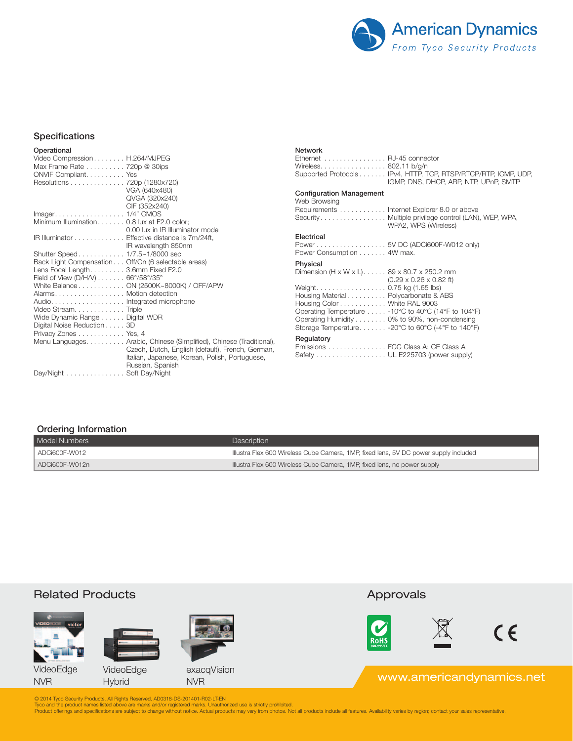American Dynamics
From Tyco Security Products

## Specifications

### Operational

Video Compression . . . . . . . . H.264/MJPEG
Max Frame Rate . . . . . . . . . . 720p @ 30ips
ONVIF Compliant. . . . . . . . . . Yes
Resolutions . . . . . . . . . . . . . . 720p (1280x720)
VGA (640x480)
QVGA (320x240)
CIF (352x240)
Imager. . . . . . . . . . . . . . . . . . 1/4" CMOS
Minimum Illumination. . . . . . . 0.8 lux at F2.0 color;
0.00 lux in IR Illuminator mode
IR Illuminator . . . . . . . . . . . . . Effective distance is 7m/24ft,
IR wavelength 850nm
Shutter Speed . . . . . . . . . . . . 1/7.5~1/8000 sec
Back Light Compensation . . . Off/On (6 selectable areas)
Lens Focal Length. . . . . . . . . 3.6mm Fixed F2.0
Field of View (D/H/V) . . . . . . . 66°/58°/35°
White Balance . . . . . . . . . . . . ON (2500K~8000K) / OFF/APW
Alarms. . . . . . . . . . . . . . . . . . Motion detection
Audio. . . . . . . . . . . . . . . . . . . Integrated microphone
Video Stream. . . . . . . . . . . . . Triple
Wide Dynamic Range . . . . . . Digital WDR
Digital Noise Reduction . . . . . 3D
Privacy Zones . . . . . . . . . . . . Yes, 4
Menu Languages. . . . . . . . . . Arabic, Chinese (Simplified), Chinese (Traditional), Czech, Dutch, English (default), French, German, Italian, Japanese, Korean, Polish, Portuguese, Russian, Spanish
Day/Night . . . . . . . . . . . . . . . Soft Day/Night

### Network

Ethernet . . . . . . . . . . . . . . . . RJ-45 connector
Wireless. . . . . . . . . . . . . . . . . 802.11 b/g/n
Supported Protocols . . . . . . . IPv4, HTTP, TCP, RTSP/RTCP/RTP, ICMP, UDP, IGMP, DNS, DHCP, ARP, NTP, UPnP, SMTP

### Configuration Management

Web Browsing
Requirements . . . . . . . . . . . . Internet Explorer 8.0 or above
Security. . . . . . . . . . . . . . . . . Multiple privilege control (LAN), WEP, WPA, WPA2, WPS (Wireless)

### Electrical

Power . . . . . . . . . . . . . . . . . . 5V DC (ADCi600F-W012 only)
Power Consumption . . . . . . . 4W max.

### Physical

Dimension (H x W x L). . . . . . 89 x 80.7 x 250.2 mm
(0.29 x 0.26 x 0.82 ft)
Weight. . . . . . . . . . . . . . . . . . 0.75 kg (1.65 lbs)
Housing Material . . . . . . . . . . Polycarbonate & ABS
Housing Color . . . . . . . . . . . . White RAL 9003
Operating Temperature . . . . . -10°C to 40°C (14°F to 104°F)
Operating Humidity . . . . . . . . 0% to 90%, non-condensing
Storage Temperature. . . . . . . -20°C to 60°C (-4°F to 140°F)

### Regulatory

Emissions . . . . . . . . . . . . . . . FCC Class A; CE Class A
Safety . . . . . . . . . . . . . . . . . . UL E225703 (power supply)

## Ordering Information

| Model Numbers | Description |
|---|---|
| ADCi600F-W012 | Illustra Flex 600 Wireless Cube Camera, 1MP, fixed lens, 5V DC power supply included |
| ADCi600F-W012n | Illustra Flex 600 Wireless Cube Camera, 1MP, fixed lens, no power supply |

## Related Products

VideoEdge NVR

VideoEdge Hybrid

exacqVision NVR

## Approvals

RoHS 2002/95/EC

www.americandynamics.net

© 2014 Tyco Security Products. All Rights Reserved. AD0318-DS-201401-R02-LT-EN
Tyco and the product names listed above are marks and/or registered marks. Unauthorized use is strictly prohibited.
Product offerings and specifications are subject to change without notice. Actual products may vary from photos. Not all products include all features. Availability varies by region; contact your sales representative.